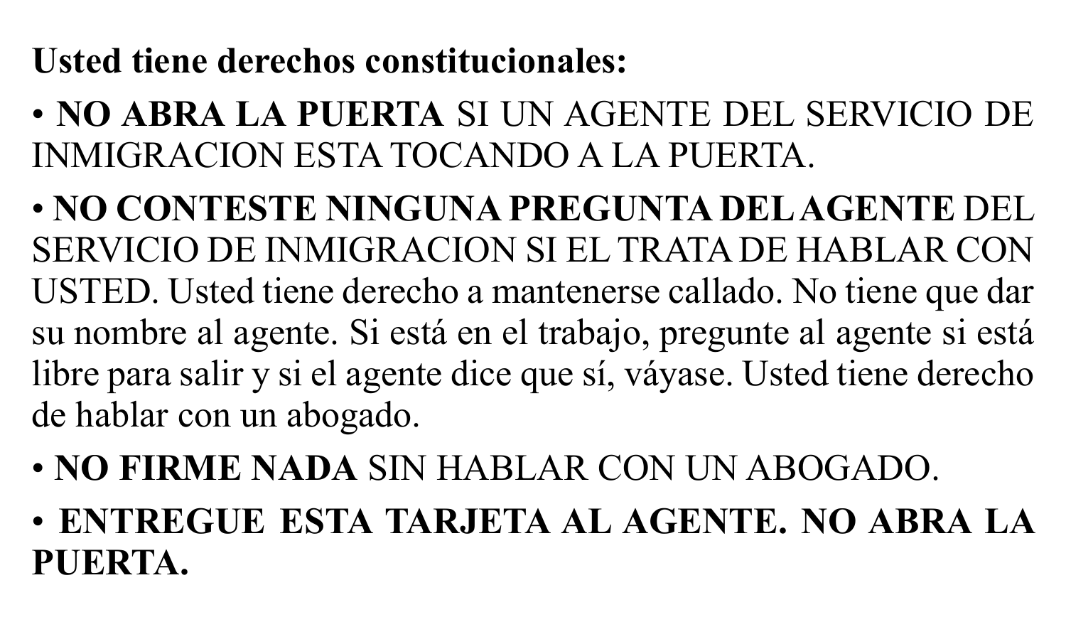**Usted tiene derechos constitucionales:**

- **NO ABRA LA PUERTA** SI UN AGENTE DEL SERVICIO DE INMIGRACION ESTA TOCANDO A LA PUERTA.
- **NO CONTESTE NINGUNA PREGUNTA DEL AGENTE** DEL SERVICIO DE INMIGRACION SI EL TRATA DE HABLAR CON USTED. Usted tiene derecho a mantenerse callado. No tiene que dar su nombre al agente. Si está en el trabajo, pregunte al agente si está libre para salir y si el agente dice que sí, váyase. Usted tiene derecho de hablar con un abogado.
- **NO FIRME NADA** SIN HABLAR CON UN ABOGADO.
- **ENTREGUE ESTA TARJETA AL AGENTE. NO ABRA LA PUERTA.**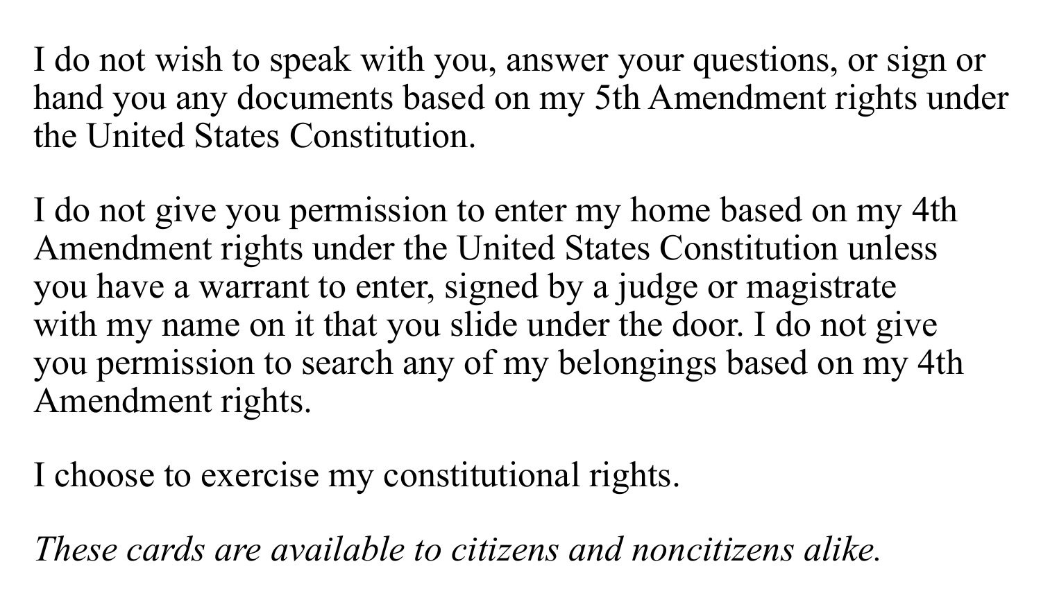I do not wish to speak with you, answer your questions, or sign or hand you any documents based on my 5th Amendment rights under the United States Constitution.

I do not give you permission to enter my home based on my 4th Amendment rights under the United States Constitution unless you have a warrant to enter, signed by a judge or magistrate with my name on it that you slide under the door. I do not give you permission to search any of my belongings based on my 4th Amendment rights.

I choose to exercise my constitutional rights.

*These cards are available to citizens and noncitizens alike.*